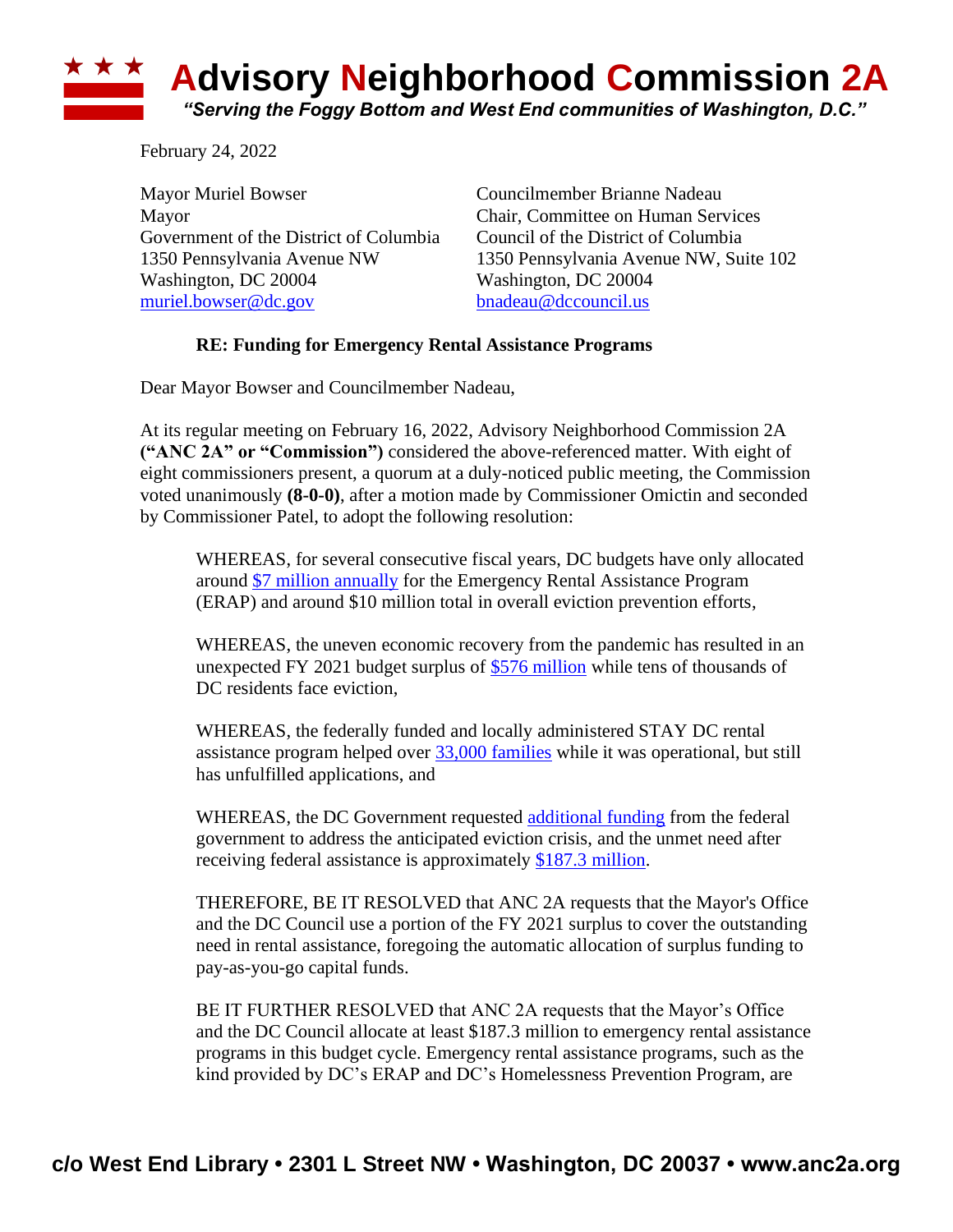# Advisory Neighborhood Commission 2A

*"Serving the Foggy Bottom and West End communities of Washington, D.C."*

February 24, 2022

Mayor Muriel Bowser
Mayor
Government of the District of Columbia
1350 Pennsylvania Avenue NW
Washington, DC 20004
muriel.bowser@dc.gov

Councilmember Brianne Nadeau
Chair, Committee on Human Services
Council of the District of Columbia
1350 Pennsylvania Avenue NW, Suite 102
Washington, DC 20004
bnadeau@dccouncil.us

**RE: Funding for Emergency Rental Assistance Programs**

Dear Mayor Bowser and Councilmember Nadeau,

At its regular meeting on February 16, 2022, Advisory Neighborhood Commission 2A **("ANC 2A" or "Commission")** considered the above-referenced matter. With eight of eight commissioners present, a quorum at a duly-noticed public meeting, the Commission voted unanimously **(8-0-0)**, after a motion made by Commissioner Omictin and seconded by Commissioner Patel, to adopt the following resolution:

> WHEREAS, for several consecutive fiscal years, DC budgets have only allocated around $7 million annually for the Emergency Rental Assistance Program (ERAP) and around $10 million total in overall eviction prevention efforts,
>
> WHEREAS, the uneven economic recovery from the pandemic has resulted in an unexpected FY 2021 budget surplus of $576 million while tens of thousands of DC residents face eviction,
>
> WHEREAS, the federally funded and locally administered STAY DC rental assistance program helped over 33,000 families while it was operational, but still has unfulfilled applications, and
>
> WHEREAS, the DC Government requested additional funding from the federal government to address the anticipated eviction crisis, and the unmet need after receiving federal assistance is approximately $187.3 million.
>
> THEREFORE, BE IT RESOLVED that ANC 2A requests that the Mayor's Office and the DC Council use a portion of the FY 2021 surplus to cover the outstanding need in rental assistance, foregoing the automatic allocation of surplus funding to pay-as-you-go capital funds.
>
> BE IT FURTHER RESOLVED that ANC 2A requests that the Mayor's Office and the DC Council allocate at least $187.3 million to emergency rental assistance programs in this budget cycle. Emergency rental assistance programs, such as the kind provided by DC's ERAP and DC's Homelessness Prevention Program, are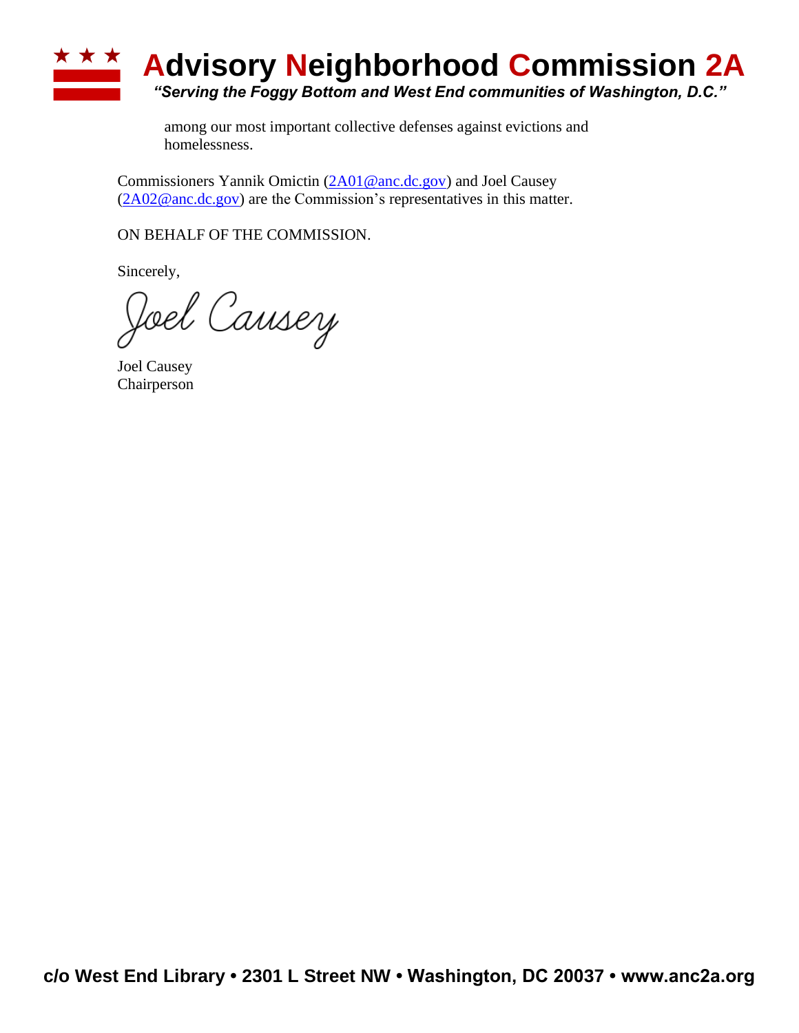among our most important collective defenses against evictions and homelessness.

Commissioners Yannik Omictin (2A01@anc.dc.gov) and Joel Causey (2A02@anc.dc.gov) are the Commission's representatives in this matter.

ON BEHALF OF THE COMMISSION.

Sincerely,

Joel Causey

Joel Causey
Chairperson